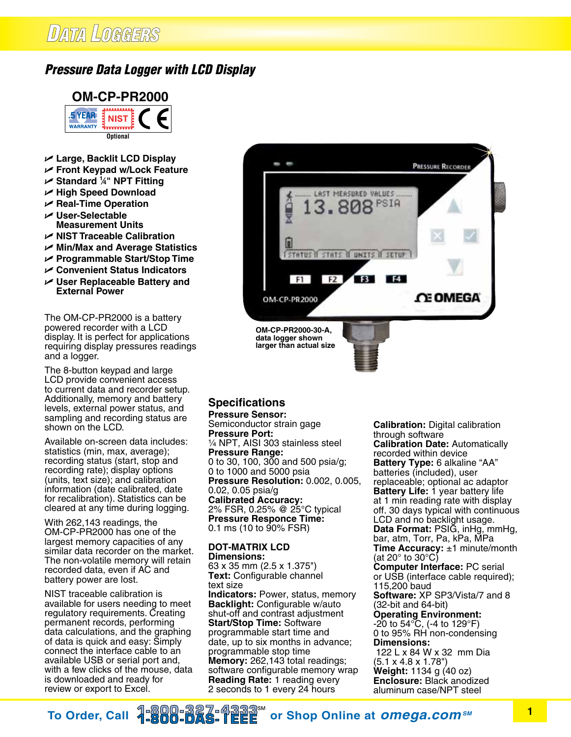# Data Loggers

## *Pressure Data Logger with LCD Display*

### OM-CP-PR2000

5 YEAR WARRANTY | NIST | CE

Optional

- **Large, Backlit LCD Display**
- **Front Keypad w/Lock Feature**
- **Standard ¼" NPT Fitting**
- **High Speed Download**
- **Real-Time Operation**
- **User-Selectable Measurement Units**
- **NIST Traceable Calibration**
- **Min/Max and Average Statistics**
- **Programmable Start/Stop Time**
- **Convenient Status Indicators**
- **User Replaceable Battery and External Power**

The OM-CP-PR2000 is a battery powered recorder with a LCD display. It is perfect for applications requiring display pressures readings and a logger.

The 8-button keypad and large LCD provide convenient access to current data and recorder setup. Additionally, memory and battery levels, external power status, and sampling and recording status are shown on the LCD.

Available on-screen data includes: statistics (min, max, average); recording status (start, stop and recording rate); display options (units, text size); and calibration information (date calibrated, date for recalibration). Statistics can be cleared at any time during logging.

With 262,143 readings, the OM-CP-PR2000 has one of the largest memory capacities of any similar data recorder on the market. The non-volatile memory will retain recorded data, even if AC and battery power are lost.

NIST traceable calibration is available for users needing to meet regulatory requirements. Creating permanent records, performing data calculations, and the graphing of data is quick and easy: Simply connect the interface cable to an available USB or serial port and, with a few clicks of the mouse, data is downloaded and ready for review or export to Excel.

**OM-CP-PR2000-30-A, data logger shown larger than actual size**

## Specifications

**Pressure Sensor:**
Semiconductor strain gage

**Pressure Port:**
¼ NPT, AISI 303 stainless steel

**Pressure Range:**
0 to 30, 100, 300 and 500 psia/g;
0 to 1000 and 5000 psia

**Pressure Resolution:** 0.002, 0.005, 0.02, 0.05 psia/g

**Calibrated Accuracy:**
2% FSR, 0.25% @ 25°C typical

**Pressure Responce Time:**
0.1 ms (10 to 90% FSR)

**DOT-MATRIX LCD**

**Dimensions:**
63 x 35 mm (2.5 x 1.375")

**Text:** Configurable channel text size

**Indicators:** Power, status, memory

**Backlight:** Configurable w/auto shut-off and contrast adjustment

**Start/Stop Time:** Software programmable start time and date, up to six months in advance; programmable stop time

**Memory:** 262,143 total readings; software configurable memory wrap

**Reading Rate:** 1 reading every 2 seconds to 1 every 24 hours

**Calibration:** Digital calibration through software

**Calibration Date:** Automatically recorded within device

**Battery Type:** 6 alkaline “AA” batteries (included), user replaceable; optional ac adaptor

**Battery Life:** 1 year battery life at 1 min reading rate with display off. 30 days typical with continuous LCD and no backlight usage.

**Data Format:** PSIG, inHg, mmHg, bar, atm, Torr, Pa, kPa, MPa

**Time Accuracy:** ±1 minute/month (at 20° to 30°C)

**Computer Interface:** PC serial or USB (interface cable required); 115,200 baud

**Software:** XP SP3/Vista/7 and 8 (32-bit and 64-bit)

**Operating Environment:**
-20 to 54°C, (-4 to 129°F)
0 to 95% RH non-condensing

**Dimensions:**
122 L x 84 W x 32 mm Dia
(5.1 x 4.8 x 1.78")

**Weight:** 1134 g (40 oz)

**Enclosure:** Black anodized aluminum case/NPT steel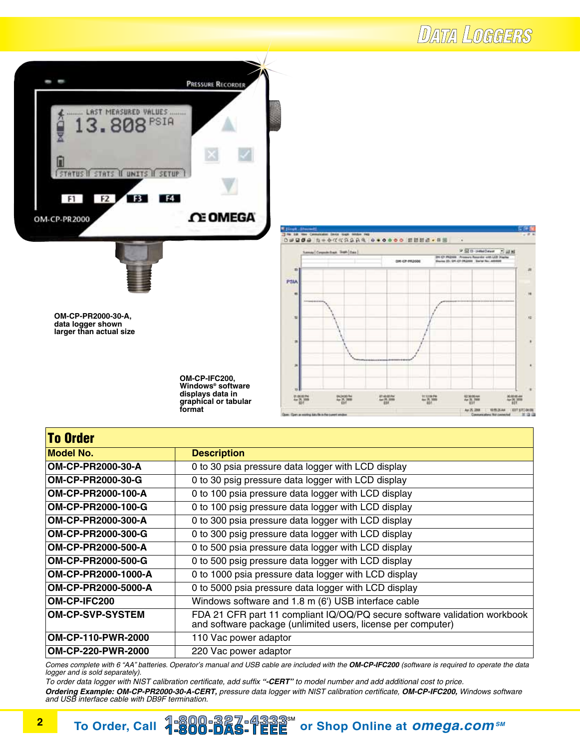OM-CP-PR2000-30-A, data logger shown larger than actual size

OM-CP-IFC200, Windows® software displays data in graphical or tabular format

## To Order

| Model No. | Description |
|---|---|
| OM-CP-PR2000-30-A | 0 to 30 psia pressure data logger with LCD display |
| OM-CP-PR2000-30-G | 0 to 30 psig pressure data logger with LCD display |
| OM-CP-PR2000-100-A | 0 to 100 psia pressure data logger with LCD display |
| OM-CP-PR2000-100-G | 0 to 100 psig pressure data logger with LCD display |
| OM-CP-PR2000-300-A | 0 to 300 psia pressure data logger with LCD display |
| OM-CP-PR2000-300-G | 0 to 300 psig pressure data logger with LCD display |
| OM-CP-PR2000-500-A | 0 to 500 psia pressure data logger with LCD display |
| OM-CP-PR2000-500-G | 0 to 500 psig pressure data logger with LCD display |
| OM-CP-PR2000-1000-A | 0 to 1000 psia pressure data logger with LCD display |
| OM-CP-PR2000-5000-A | 0 to 5000 psia pressure data logger with LCD display |
| OM-CP-IFC200 | Windows software and 1.8 m (6') USB interface cable |
| OM-CP-SVP-SYSTEM | FDA 21 CFR part 11 compliant IQ/OQ/PQ secure software validation workbook and software package (unlimited users, license per computer) |
| OM-CP-110-PWR-2000 | 110 Vac power adaptor |
| OM-CP-220-PWR-2000 | 220 Vac power adaptor |

*Comes complete with 6 "AA" batteries. Operator's manual and USB cable are included with the* ***OM-CP-IFC200*** *(software is required to operate the data logger and is sold separately).*

*To order data logger with NIST calibration certificate, add suffix* ***"-CERT"*** *to model number and add additional cost to price.*

***Ordering Example: OM-CP-PR2000-30-A-CERT,*** *pressure data logger with NIST calibration certificate,* ***OM-CP-IFC200,*** *Windows software and USB interface cable with DB9F termination.*